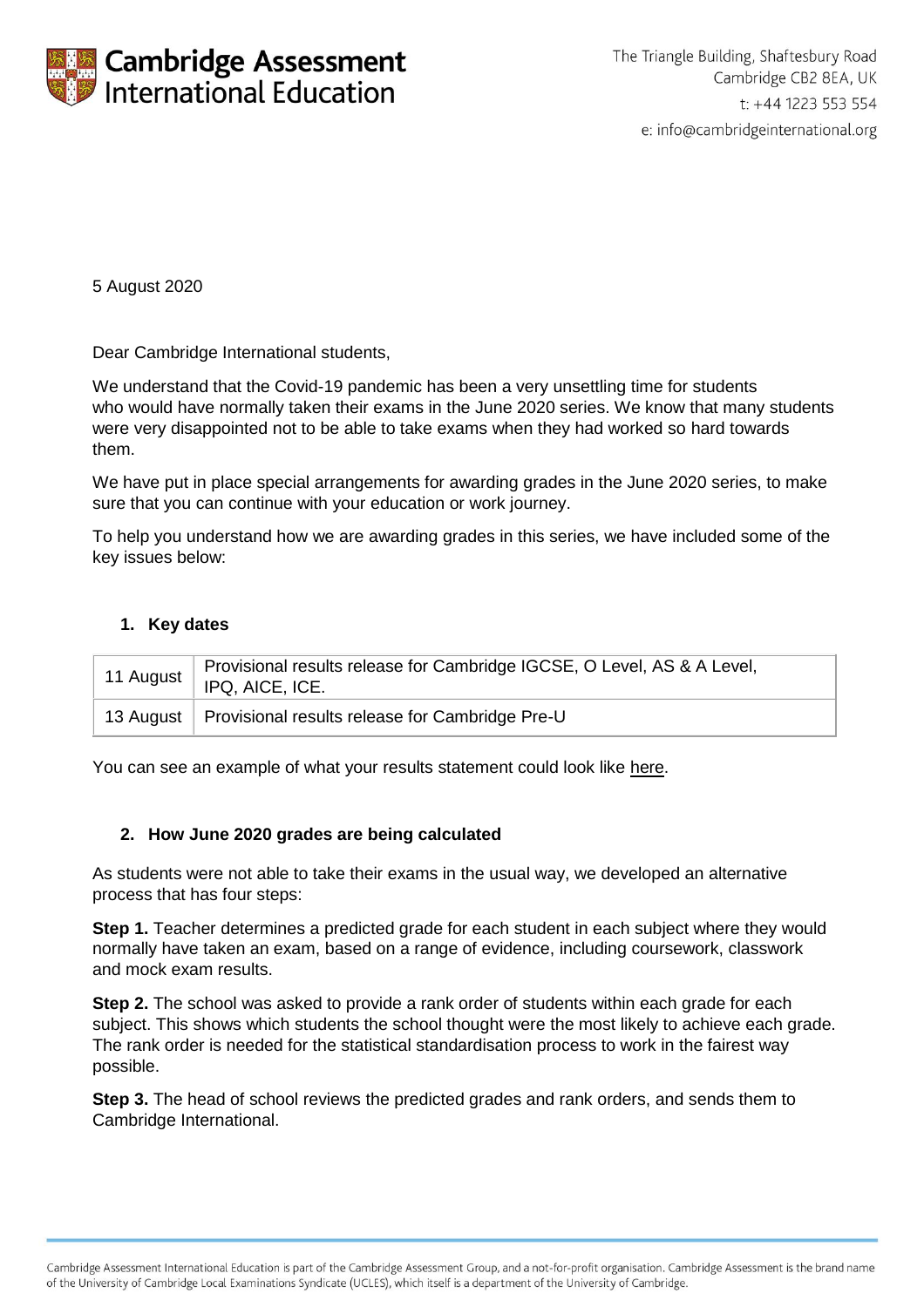Cambridge Assessment International Education

The Triangle Building, Shaftesbury Road
Cambridge CB2 8EA, UK
t: +44 1223 553 554
e: info@cambridgeinternational.org

5 August 2020

Dear Cambridge International students,

We understand that the Covid-19 pandemic has been a very unsettling time for students who would have normally taken their exams in the June 2020 series. We know that many students were very disappointed not to be able to take exams when they had worked so hard towards them.

We have put in place special arrangements for awarding grades in the June 2020 series, to make sure that you can continue with your education or work journey.

To help you understand how we are awarding grades in this series, we have included some of the key issues below:

## 1. Key dates

| | |
|---|---|
| 11 August | Provisional results release for Cambridge IGCSE, O Level, AS & A Level, IPQ, AICE, ICE. |
| 13 August | Provisional results release for Cambridge Pre-U |

You can see an example of what your results statement could look like here.

## 2. How June 2020 grades are being calculated

As students were not able to take their exams in the usual way, we developed an alternative process that has four steps:

**Step 1.** Teacher determines a predicted grade for each student in each subject where they would normally have taken an exam, based on a range of evidence, including coursework, classwork and mock exam results.

**Step 2.** The school was asked to provide a rank order of students within each grade for each subject. This shows which students the school thought were the most likely to achieve each grade. The rank order is needed for the statistical standardisation process to work in the fairest way possible.

**Step 3.** The head of school reviews the predicted grades and rank orders, and sends them to Cambridge International.

Cambridge Assessment International Education is part of the Cambridge Assessment Group, and a not-for-profit organisation. Cambridge Assessment is the brand name of the University of Cambridge Local Examinations Syndicate (UCLES), which itself is a department of the University of Cambridge.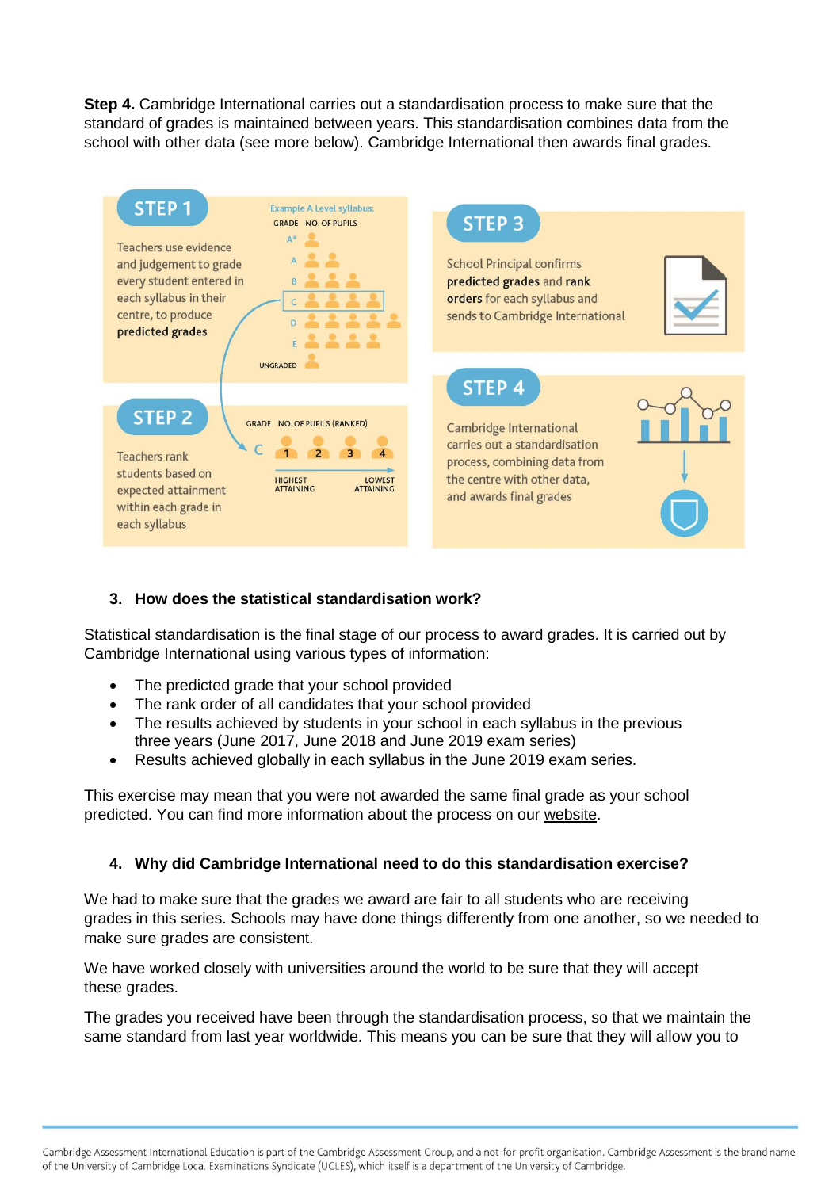**Step 4.** Cambridge International carries out a standardisation process to make sure that the standard of grades is maintained between years. This standardisation combines data from the school with other data (see more below). Cambridge International then awards final grades.

**STEP 1**

Teachers use evidence and judgement to grade every student entered in each syllabus in their centre, to produce **predicted grades**

Example A Level syllabus:

| GRADE | NO. OF PUPILS |
|---|---|
| A* | 1 |
| A | 2 |
| B | 3 |
| C | 4 |
| D | 5 |
| E | 4 |
| UNGRADED | 1 |

**STEP 2**

Teachers rank students based on expected attainment within each grade in each syllabus

GRADE NO. OF PUPILS (RANKED)

C 1 2 3 4

HIGHEST ATTAINING → LOWEST ATTAINING

**STEP 3**

School Principal confirms **predicted grades** and **rank orders** for each syllabus and sends to Cambridge International

**STEP 4**

Cambridge International carries out a standardisation process, combining data from the centre with other data, and awards final grades

### 3. How does the statistical standardisation work?

Statistical standardisation is the final stage of our process to award grades. It is carried out by Cambridge International using various types of information:

- The predicted grade that your school provided
- The rank order of all candidates that your school provided
- The results achieved by students in your school in each syllabus in the previous three years (June 2017, June 2018 and June 2019 exam series)
- Results achieved globally in each syllabus in the June 2019 exam series.

This exercise may mean that you were not awarded the same final grade as your school predicted. You can find more information about the process on our website.

### 4. Why did Cambridge International need to do this standardisation exercise?

We had to make sure that the grades we award are fair to all students who are receiving grades in this series. Schools may have done things differently from one another, so we needed to make sure grades are consistent.

We have worked closely with universities around the world to be sure that they will accept these grades.

The grades you received have been through the standardisation process, so that we maintain the same standard from last year worldwide. This means you can be sure that they will allow you to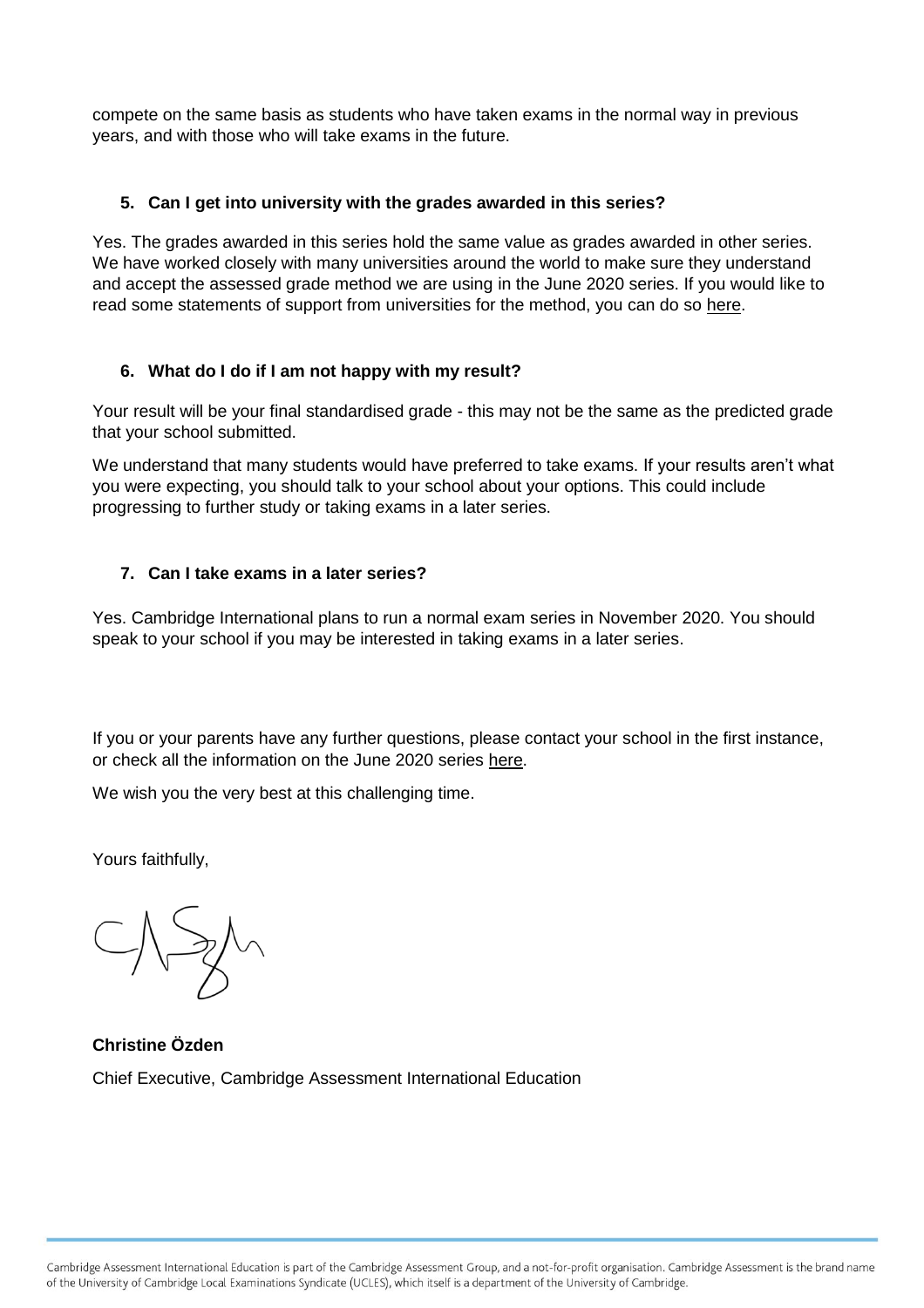compete on the same basis as students who have taken exams in the normal way in previous years, and with those who will take exams in the future.

5. **Can I get into university with the grades awarded in this series?**

Yes. The grades awarded in this series hold the same value as grades awarded in other series. We have worked closely with many universities around the world to make sure they understand and accept the assessed grade method we are using in the June 2020 series. If you would like to read some statements of support from universities for the method, you can do so here.

6. **What do I do if I am not happy with my result?**

Your result will be your final standardised grade - this may not be the same as the predicted grade that your school submitted.

We understand that many students would have preferred to take exams. If your results aren't what you were expecting, you should talk to your school about your options. This could include progressing to further study or taking exams in a later series.

7. **Can I take exams in a later series?**

Yes. Cambridge International plans to run a normal exam series in November 2020. You should speak to your school if you may be interested in taking exams in a later series.

If you or your parents have any further questions, please contact your school in the first instance, or check all the information on the June 2020 series here.

We wish you the very best at this challenging time.

Yours faithfully,

**Christine Özden**

Chief Executive, Cambridge Assessment International Education

Cambridge Assessment International Education is part of the Cambridge Assessment Group, and a not-for-profit organisation. Cambridge Assessment is the brand name of the University of Cambridge Local Examinations Syndicate (UCLES), which itself is a department of the University of Cambridge.